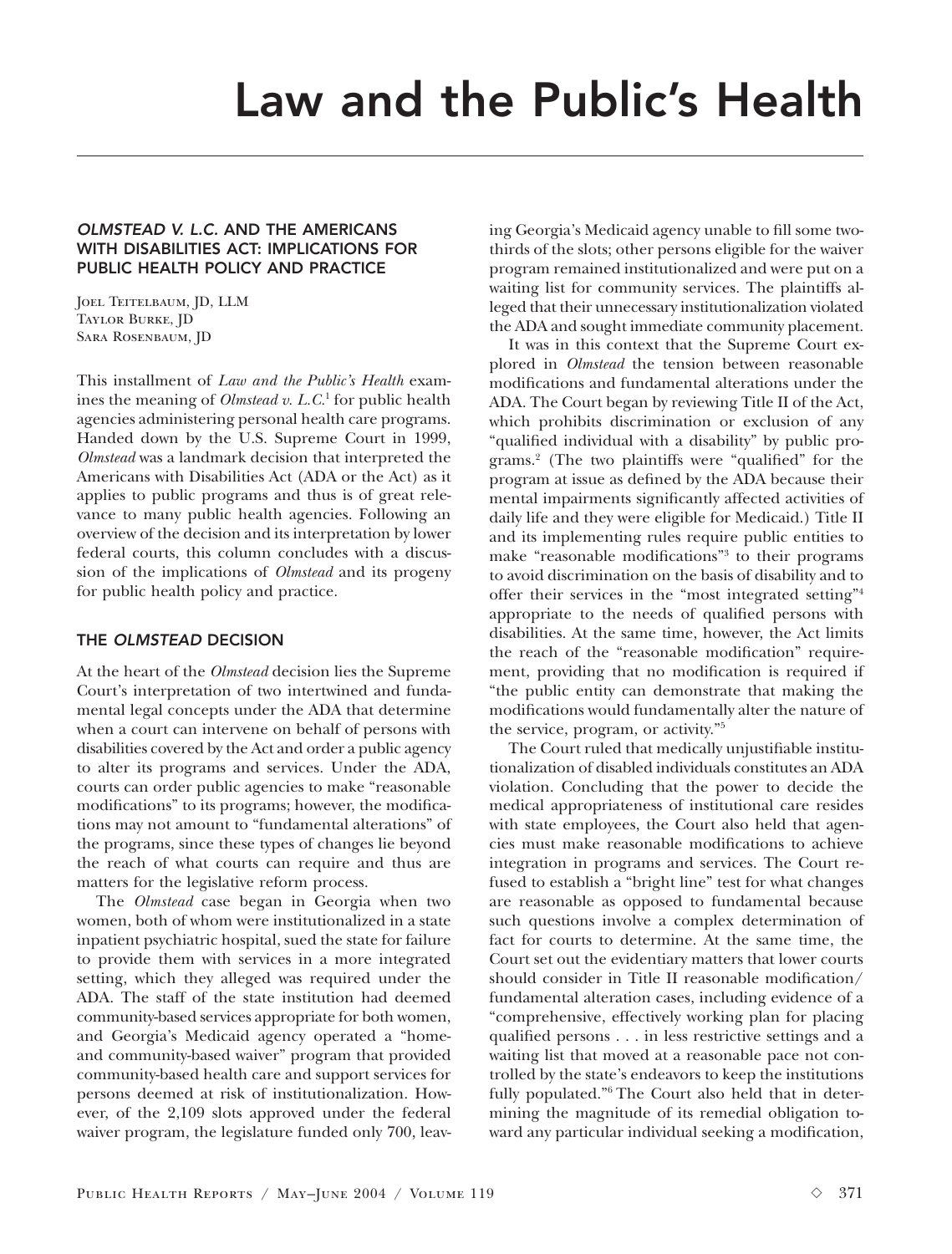# Law and the Public's Health

## *OLMSTEAD V. L.C.* AND THE AMERICANS WITH DISABILITIES ACT: IMPLICATIONS FOR PUBLIC HEALTH POLICY AND PRACTICE

Joel Teitelbaum, JD, LLM
Taylor Burke, JD
Sara Rosenbaum, JD

This installment of *Law and the Public's Health* examines the meaning of *Olmstead v. L.C.*[1] for public health agencies administering personal health care programs. Handed down by the U.S. Supreme Court in 1999, *Olmstead* was a landmark decision that interpreted the Americans with Disabilities Act (ADA or the Act) as it applies to public programs and thus is of great relevance to many public health agencies. Following an overview of the decision and its interpretation by lower federal courts, this column concludes with a discussion of the implications of *Olmstead* and its progeny for public health policy and practice.

### THE *OLMSTEAD* DECISION

At the heart of the *Olmstead* decision lies the Supreme Court's interpretation of two intertwined and fundamental legal concepts under the ADA that determine when a court can intervene on behalf of persons with disabilities covered by the Act and order a public agency to alter its programs and services. Under the ADA, courts can order public agencies to make "reasonable modifications" to its programs; however, the modifications may not amount to "fundamental alterations" of the programs, since these types of changes lie beyond the reach of what courts can require and thus are matters for the legislative reform process.

The *Olmstead* case began in Georgia when two women, both of whom were institutionalized in a state inpatient psychiatric hospital, sued the state for failure to provide them with services in a more integrated setting, which they alleged was required under the ADA. The staff of the state institution had deemed community-based services appropriate for both women, and Georgia's Medicaid agency operated a "home-and community-based waiver" program that provided community-based health care and support services for persons deemed at risk of institutionalization. However, of the 2,109 slots approved under the federal waiver program, the legislature funded only 700, leaving Georgia's Medicaid agency unable to fill some two-thirds of the slots; other persons eligible for the waiver program remained institutionalized and were put on a waiting list for community services. The plaintiffs alleged that their unnecessary institutionalization violated the ADA and sought immediate community placement.

It was in this context that the Supreme Court explored in *Olmstead* the tension between reasonable modifications and fundamental alterations under the ADA. The Court began by reviewing Title II of the Act, which prohibits discrimination or exclusion of any "qualified individual with a disability" by public programs.[2] (The two plaintiffs were "qualified" for the program at issue as defined by the ADA because their mental impairments significantly affected activities of daily life and they were eligible for Medicaid.) Title II and its implementing rules require public entities to make "reasonable modifications"[3] to their programs to avoid discrimination on the basis of disability and to offer their services in the "most integrated setting"[4] appropriate to the needs of qualified persons with disabilities. At the same time, however, the Act limits the reach of the "reasonable modification" requirement, providing that no modification is required if "the public entity can demonstrate that making the modifications would fundamentally alter the nature of the service, program, or activity."[5]

The Court ruled that medically unjustifiable institutionalization of disabled individuals constitutes an ADA violation. Concluding that the power to decide the medical appropriateness of institutional care resides with state employees, the Court also held that agencies must make reasonable modifications to achieve integration in programs and services. The Court refused to establish a "bright line" test for what changes are reasonable as opposed to fundamental because such questions involve a complex determination of fact for courts to determine. At the same time, the Court set out the evidentiary matters that lower courts should consider in Title II reasonable modification/fundamental alteration cases, including evidence of a "comprehensive, effectively working plan for placing qualified persons . . . in less restrictive settings and a waiting list that moved at a reasonable pace not controlled by the state's endeavors to keep the institutions fully populated."[6] The Court also held that in determining the magnitude of its remedial obligation toward any particular individual seeking a modification,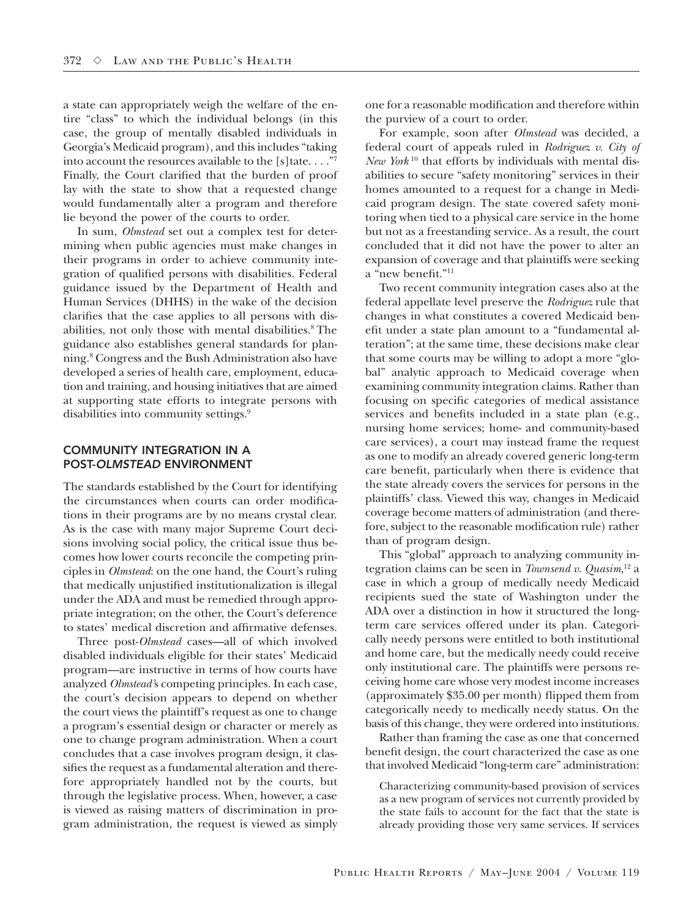a state can appropriately weigh the welfare of the entire "class" to which the individual belongs (in this case, the group of mentally disabled individuals in Georgia's Medicaid program), and this includes "taking into account the resources available to the [s]tate. . . ."[7] Finally, the Court clarified that the burden of proof lay with the state to show that a requested change would fundamentally alter a program and therefore lie beyond the power of the courts to order.

In sum, *Olmstead* set out a complex test for determining when public agencies must make changes in their programs in order to achieve community integration of qualified persons with disabilities. Federal guidance issued by the Department of Health and Human Services (DHHS) in the wake of the decision clarifies that the case applies to all persons with disabilities, not only those with mental disabilities.[8] The guidance also establishes general standards for planning.[8] Congress and the Bush Administration also have developed a series of health care, employment, education and training, and housing initiatives that are aimed at supporting state efforts to integrate persons with disabilities into community settings.[9]

## COMMUNITY INTEGRATION IN A POST-*OLMSTEAD* ENVIRONMENT

The standards established by the Court for identifying the circumstances when courts can order modifications in their programs are by no means crystal clear. As is the case with many major Supreme Court decisions involving social policy, the critical issue thus becomes how lower courts reconcile the competing principles in *Olmstead*: on the one hand, the Court's ruling that medically unjustified institutionalization is illegal under the ADA and must be remedied through appropriate integration; on the other, the Court's deference to states' medical discretion and affirmative defenses.

Three post-*Olmstead* cases—all of which involved disabled individuals eligible for their states' Medicaid program—are instructive in terms of how courts have analyzed *Olmstead*'s competing principles. In each case, the court's decision appears to depend on whether the court views the plaintiff's request as one to change a program's essential design or character or merely as one to change program administration. When a court concludes that a case involves program design, it classifies the request as a fundamental alteration and therefore appropriately handled not by the courts, but through the legislative process. When, however, a case is viewed as raising matters of discrimination in program administration, the request is viewed as simply one for a reasonable modification and therefore within the purview of a court to order.

For example, soon after *Olmstead* was decided, a federal court of appeals ruled in *Rodriguez v. City of New York*[10] that efforts by individuals with mental disabilities to secure "safety monitoring" services in their homes amounted to a request for a change in Medicaid program design. The state covered safety monitoring when tied to a physical care service in the home but not as a freestanding service. As a result, the court concluded that it did not have the power to alter an expansion of coverage and that plaintiffs were seeking a "new benefit."[11]

Two recent community integration cases also at the federal appellate level preserve the *Rodriguez* rule that changes in what constitutes a covered Medicaid benefit under a state plan amount to a "fundamental alteration"; at the same time, these decisions make clear that some courts may be willing to adopt a more "global" analytic approach to Medicaid coverage when examining community integration claims. Rather than focusing on specific categories of medical assistance services and benefits included in a state plan (e.g., nursing home services; home- and community-based care services), a court may instead frame the request as one to modify an already covered generic long-term care benefit, particularly when there is evidence that the state already covers the services for persons in the plaintiffs' class. Viewed this way, changes in Medicaid coverage become matters of administration (and therefore, subject to the reasonable modification rule) rather than of program design.

This "global" approach to analyzing community integration claims can be seen in *Townsend v. Quasim*,[12] a case in which a group of medically needy Medicaid recipients sued the state of Washington under the ADA over a distinction in how it structured the long-term care services offered under its plan. Categorically needy persons were entitled to both institutional and home care, but the medically needy could receive only institutional care. The plaintiffs were persons receiving home care whose very modest income increases (approximately $35.00 per month) flipped them from categorically needy to medically needy status. On the basis of this change, they were ordered into institutions.

Rather than framing the case as one that concerned benefit design, the court characterized the case as one that involved Medicaid "long-term care" administration:

> Characterizing community-based provision of services as a new program of services not currently provided by the state fails to account for the fact that the state is already providing those very same services. If services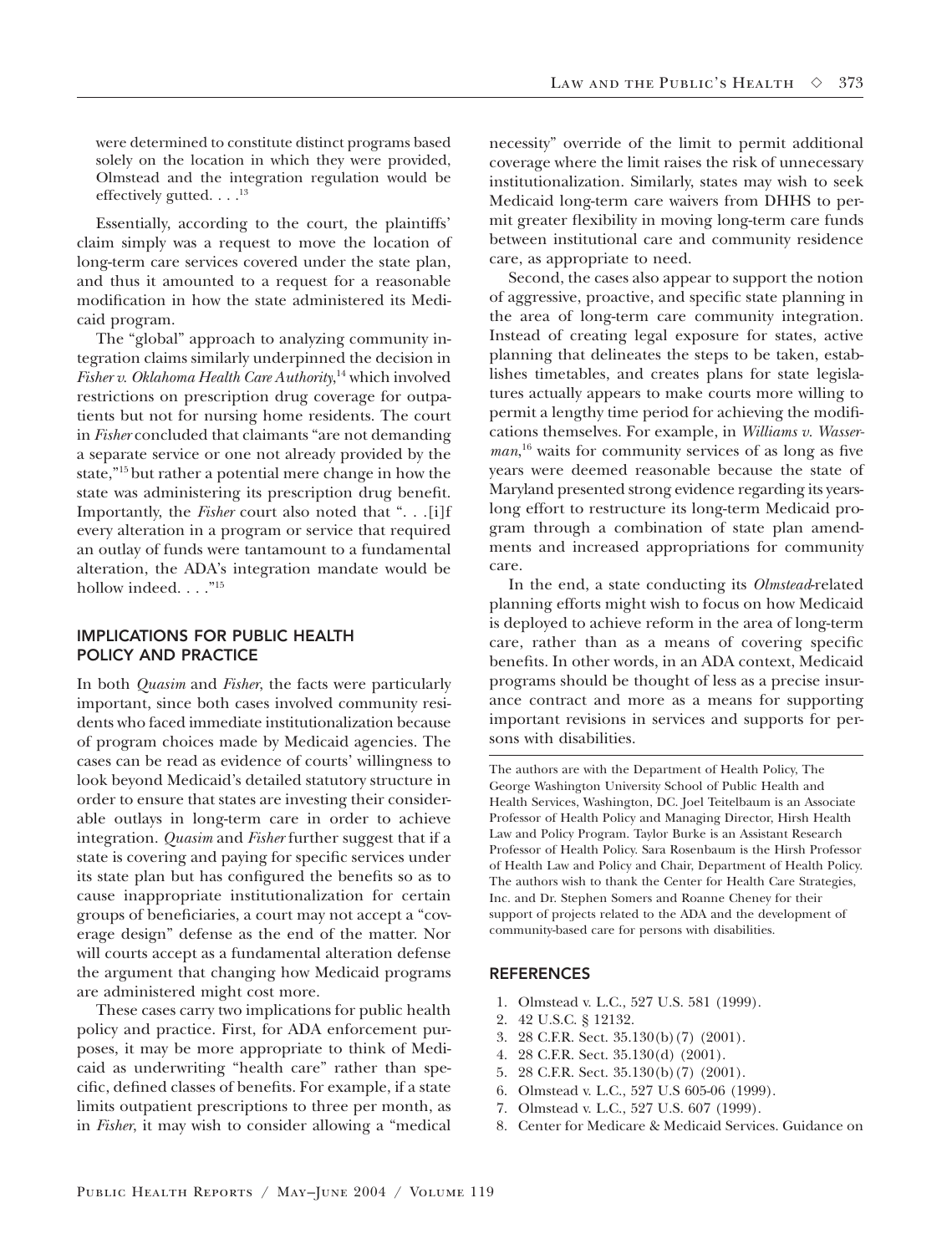were determined to constitute distinct programs based solely on the location in which they were provided, Olmstead and the integration regulation would be effectively gutted. . . .[13]

Essentially, according to the court, the plaintiffs' claim simply was a request to move the location of long-term care services covered under the state plan, and thus it amounted to a request for a reasonable modification in how the state administered its Medicaid program.

The "global" approach to analyzing community integration claims similarly underpinned the decision in *Fisher v. Oklahoma Health Care Authority*,[14] which involved restrictions on prescription drug coverage for outpatients but not for nursing home residents. The court in *Fisher* concluded that claimants "are not demanding a separate service or one not already provided by the state,"[15] but rather a potential mere change in how the state was administering its prescription drug benefit. Importantly, the *Fisher* court also noted that ". . .[i]f every alteration in a program or service that required an outlay of funds were tantamount to a fundamental alteration, the ADA's integration mandate would be hollow indeed. . . ."[15]

## IMPLICATIONS FOR PUBLIC HEALTH POLICY AND PRACTICE

In both *Quasim* and *Fisher*, the facts were particularly important, since both cases involved community residents who faced immediate institutionalization because of program choices made by Medicaid agencies. The cases can be read as evidence of courts' willingness to look beyond Medicaid's detailed statutory structure in order to ensure that states are investing their considerable outlays in long-term care in order to achieve integration. *Quasim* and *Fisher* further suggest that if a state is covering and paying for specific services under its state plan but has configured the benefits so as to cause inappropriate institutionalization for certain groups of beneficiaries, a court may not accept a "coverage design" defense as the end of the matter. Nor will courts accept as a fundamental alteration defense the argument that changing how Medicaid programs are administered might cost more.

These cases carry two implications for public health policy and practice. First, for ADA enforcement purposes, it may be more appropriate to think of Medicaid as underwriting "health care" rather than specific, defined classes of benefits. For example, if a state limits outpatient prescriptions to three per month, as in *Fisher*, it may wish to consider allowing a "medical necessity" override of the limit to permit additional coverage where the limit raises the risk of unnecessary institutionalization. Similarly, states may wish to seek Medicaid long-term care waivers from DHHS to permit greater flexibility in moving long-term care funds between institutional care and community residence care, as appropriate to need.

Second, the cases also appear to support the notion of aggressive, proactive, and specific state planning in the area of long-term care community integration. Instead of creating legal exposure for states, active planning that delineates the steps to be taken, establishes timetables, and creates plans for state legislatures actually appears to make courts more willing to permit a lengthy time period for achieving the modifications themselves. For example, in *Williams v. Wasserman*,[16] waits for community services of as long as five years were deemed reasonable because the state of Maryland presented strong evidence regarding its years-long effort to restructure its long-term Medicaid program through a combination of state plan amendments and increased appropriations for community care.

In the end, a state conducting its *Olmstead*-related planning efforts might wish to focus on how Medicaid is deployed to achieve reform in the area of long-term care, rather than as a means of covering specific benefits. In other words, in an ADA context, Medicaid programs should be thought of less as a precise insurance contract and more as a means for supporting important revisions in services and supports for persons with disabilities.

---

The authors are with the Department of Health Policy, The George Washington University School of Public Health and Health Services, Washington, DC. Joel Teitelbaum is an Associate Professor of Health Policy and Managing Director, Hirsh Health Law and Policy Program. Taylor Burke is an Assistant Research Professor of Health Policy. Sara Rosenbaum is the Hirsh Professor of Health Law and Policy and Chair, Department of Health Policy. The authors wish to thank the Center for Health Care Strategies, Inc. and Dr. Stephen Somers and Roanne Cheney for their support of projects related to the ADA and the development of community-based care for persons with disabilities.

## REFERENCES

1. Olmstead v. L.C., 527 U.S. 581 (1999).
2. 42 U.S.C. § 12132.
3. 28 C.F.R. Sect. 35.130(b)(7) (2001).
4. 28 C.F.R. Sect. 35.130(d) (2001).
5. 28 C.F.R. Sect. 35.130(b)(7) (2001).
6. Olmstead v. L.C., 527 U.S 605-06 (1999).
7. Olmstead v. L.C., 527 U.S. 607 (1999).
8. Center for Medicare & Medicaid Services. Guidance on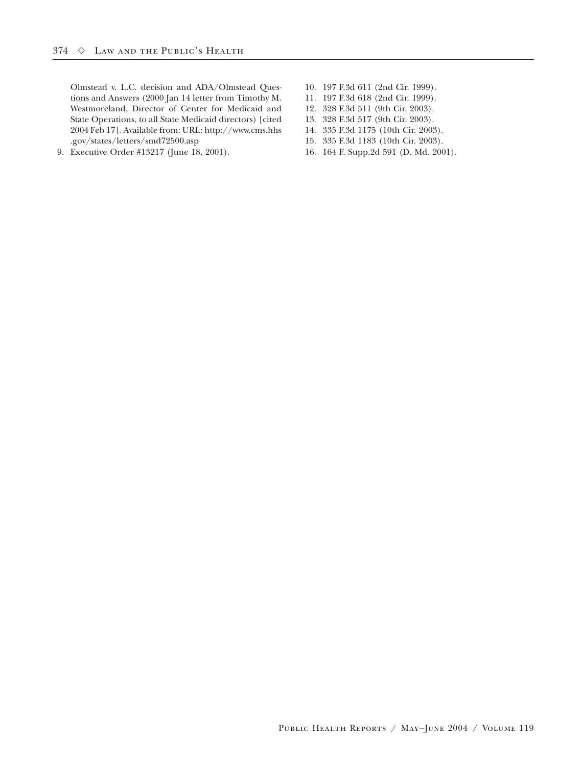Olmstead v. L.C. decision and ADA/Olmstead Questions and Answers (2000 Jan 14 letter from Timothy M. Westmoreland, Director of Center for Medicaid and State Operations, to all State Medicaid directors) [cited 2004 Feb 17]. Available from: URL: http://www.cms.hhs.gov/states/letters/smd72500.asp

9. Executive Order #13217 (June 18, 2001).
10. 197 F.3d 611 (2nd Cir. 1999).
11. 197 F.3d 618 (2nd Cir. 1999).
12. 328 F.3d 511 (9th Cir. 2003).
13. 328 F.3d 517 (9th Cir. 2003).
14. 335 F.3d 1175 (10th Cir. 2003).
15. 335 F.3d 1183 (10th Cir. 2003).
16. 164 F. Supp.2d 591 (D. Md. 2001).